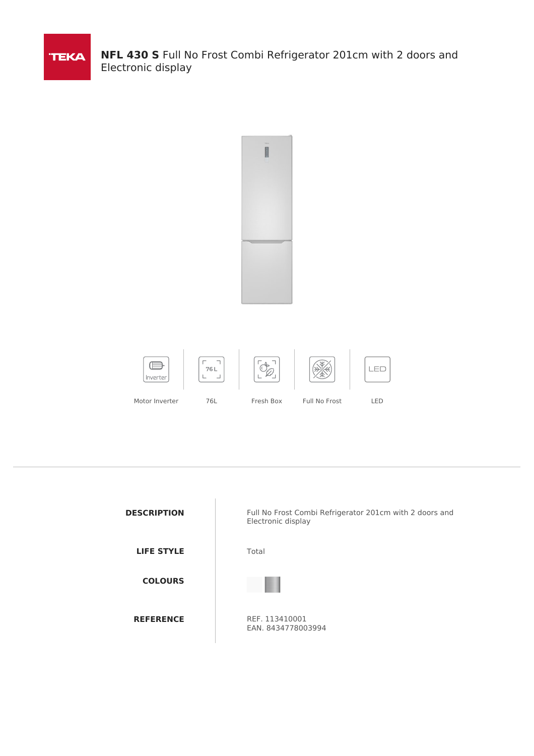# **NFL 430 S** Full No Frost Combi Refrigerator 201cm with 2 doors and Electronic display

Motor Inverter | 76L | Fresh Box | Full No Frost | LED

| | |
|---|---|
| **DESCRIPTION** | Full No Frost Combi Refrigerator 201cm with 2 doors and Electronic display |
| **LIFE STYLE** | Total |
| **COLOURS** | |
| **REFERENCE** | REF. 113410001<br>EAN. 8434778003994 |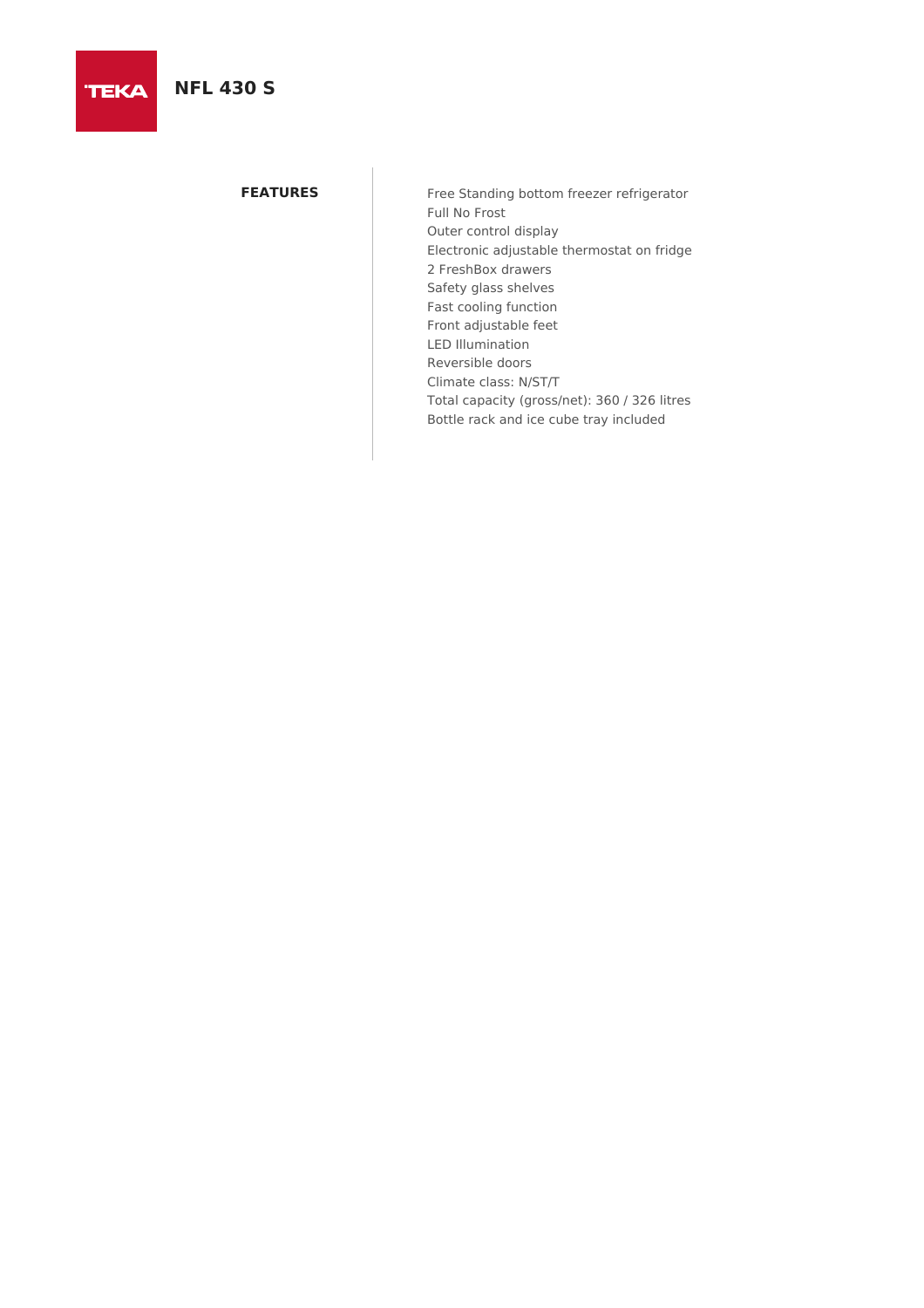# NFL 430 S

## FEATURES

- Free Standing bottom freezer refrigerator
- Full No Frost
- Outer control display
- Electronic adjustable thermostat on fridge
- 2 FreshBox drawers
- Safety glass shelves
- Fast cooling function
- Front adjustable feet
- LED Illumination
- Reversible doors
- Climate class: N/ST/T
- Total capacity (gross/net): 360 / 326 litres
- Bottle rack and ice cube tray included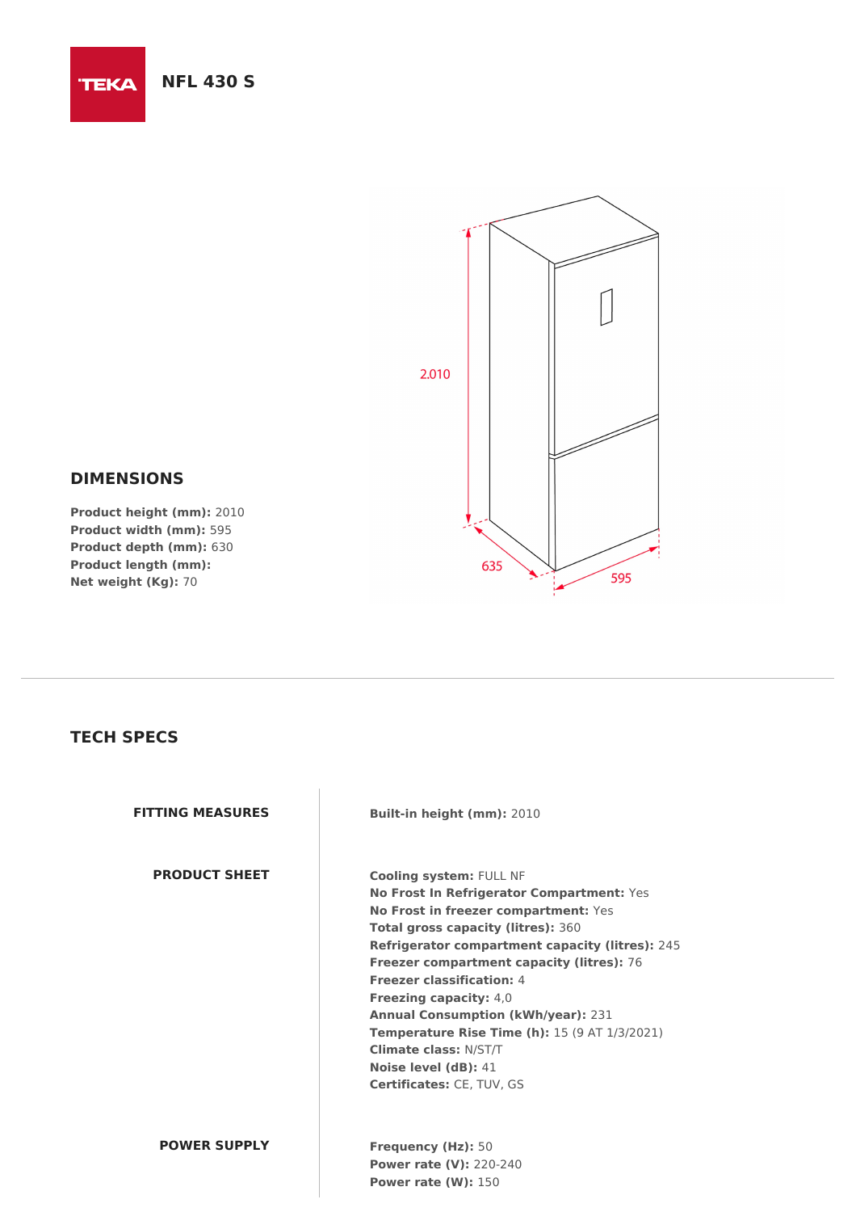TEKA

# NFL 430 S

## DIMENSIONS

**Product height (mm):** 2010
**Product width (mm):** 595
**Product depth (mm):** 630
**Product length (mm):**
**Net weight (Kg):** 70

2.010

635

595

## TECH SPECS

| | |
|---|---|
| **FITTING MEASURES** | **Built-in height (mm):** 2010 |
| **PRODUCT SHEET** | **Cooling system:** FULL NF<br>**No Frost In Refrigerator Compartment:** Yes<br>**No Frost in freezer compartment:** Yes<br>**Total gross capacity (litres):** 360<br>**Refrigerator compartment capacity (litres):** 245<br>**Freezer compartment capacity (litres):** 76<br>**Freezer classification:** 4<br>**Freezing capacity:** 4,0<br>**Annual Consumption (kWh/year):** 231<br>**Temperature Rise Time (h):** 15 (9 AT 1/3/2021)<br>**Climate class:** N/ST/T<br>**Noise level (dB):** 41<br>**Certificates:** CE, TUV, GS |
| **POWER SUPPLY** | **Frequency (Hz):** 50<br>**Power rate (V):** 220-240<br>**Power rate (W):** 150 |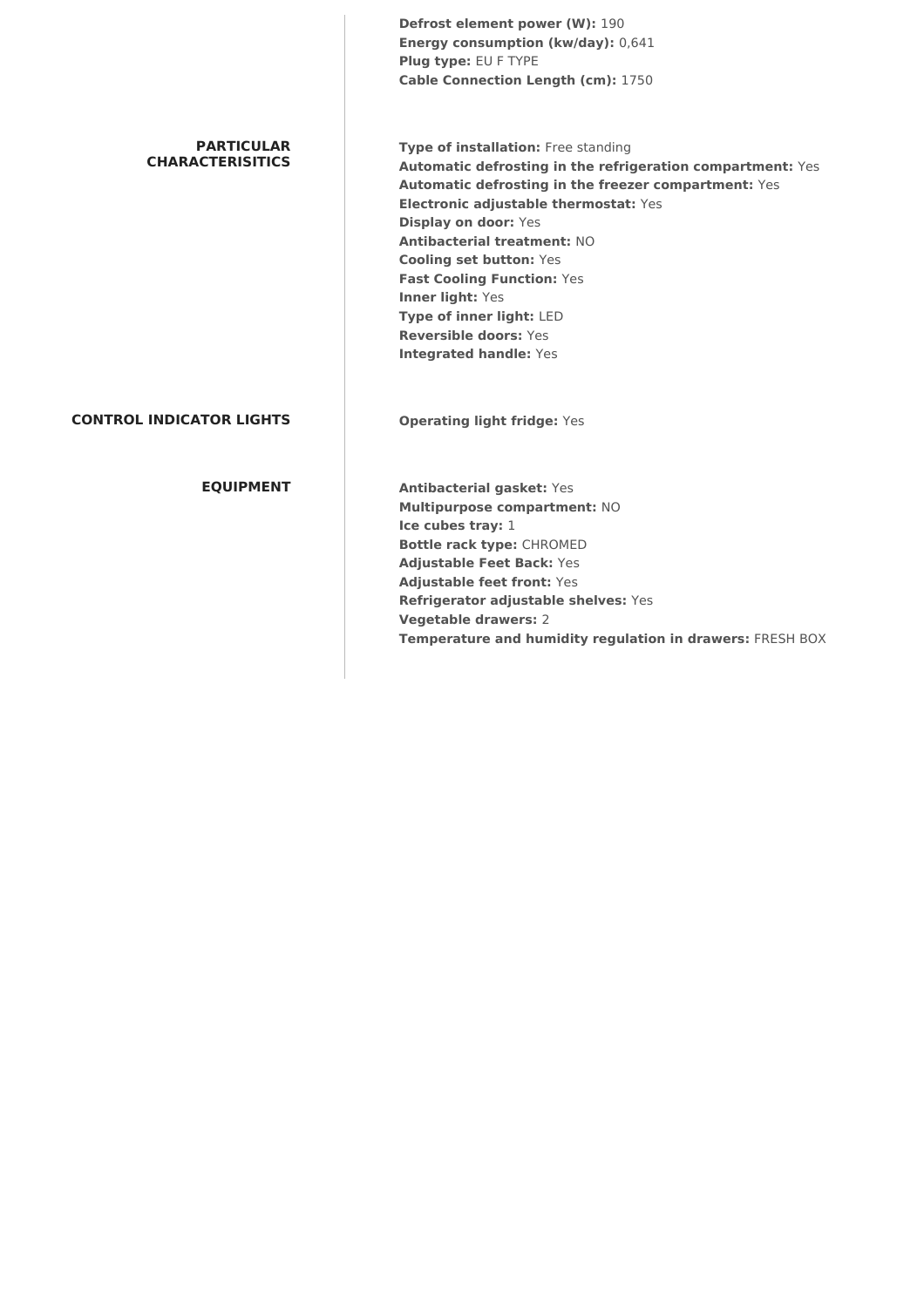**Defrost element power (W):** 190
**Energy consumption (kw/day):** 0,641
**Plug type:** EU F TYPE
**Cable Connection Length (cm):** 1750

## PARTICULAR CHARACTERISITICS

**Type of installation:** Free standing
**Automatic defrosting in the refrigeration compartment:** Yes
**Automatic defrosting in the freezer compartment:** Yes
**Electronic adjustable thermostat:** Yes
**Display on door:** Yes
**Antibacterial treatment:** NO
**Cooling set button:** Yes
**Fast Cooling Function:** Yes
**Inner light:** Yes
**Type of inner light:** LED
**Reversible doors:** Yes
**Integrated handle:** Yes

## CONTROL INDICATOR LIGHTS

**Operating light fridge:** Yes

## EQUIPMENT

**Antibacterial gasket:** Yes
**Multipurpose compartment:** NO
**Ice cubes tray:** 1
**Bottle rack type:** CHROMED
**Adjustable Feet Back:** Yes
**Adjustable feet front:** Yes
**Refrigerator adjustable shelves:** Yes
**Vegetable drawers:** 2
**Temperature and humidity regulation in drawers:** FRESH BOX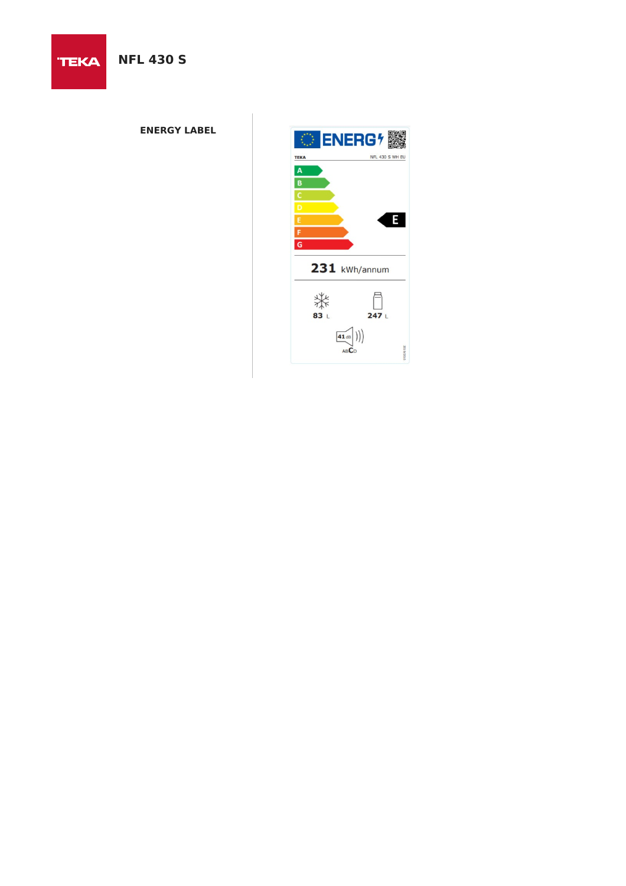TEKA

# NFL 430 S

**ENERGY LABEL**

ENERG

TEKA

NFL 430 S WH EU

A
B
C
D
E
F
G

E

231 kWh/annum

83 L

247 L

41 dB

ABCD